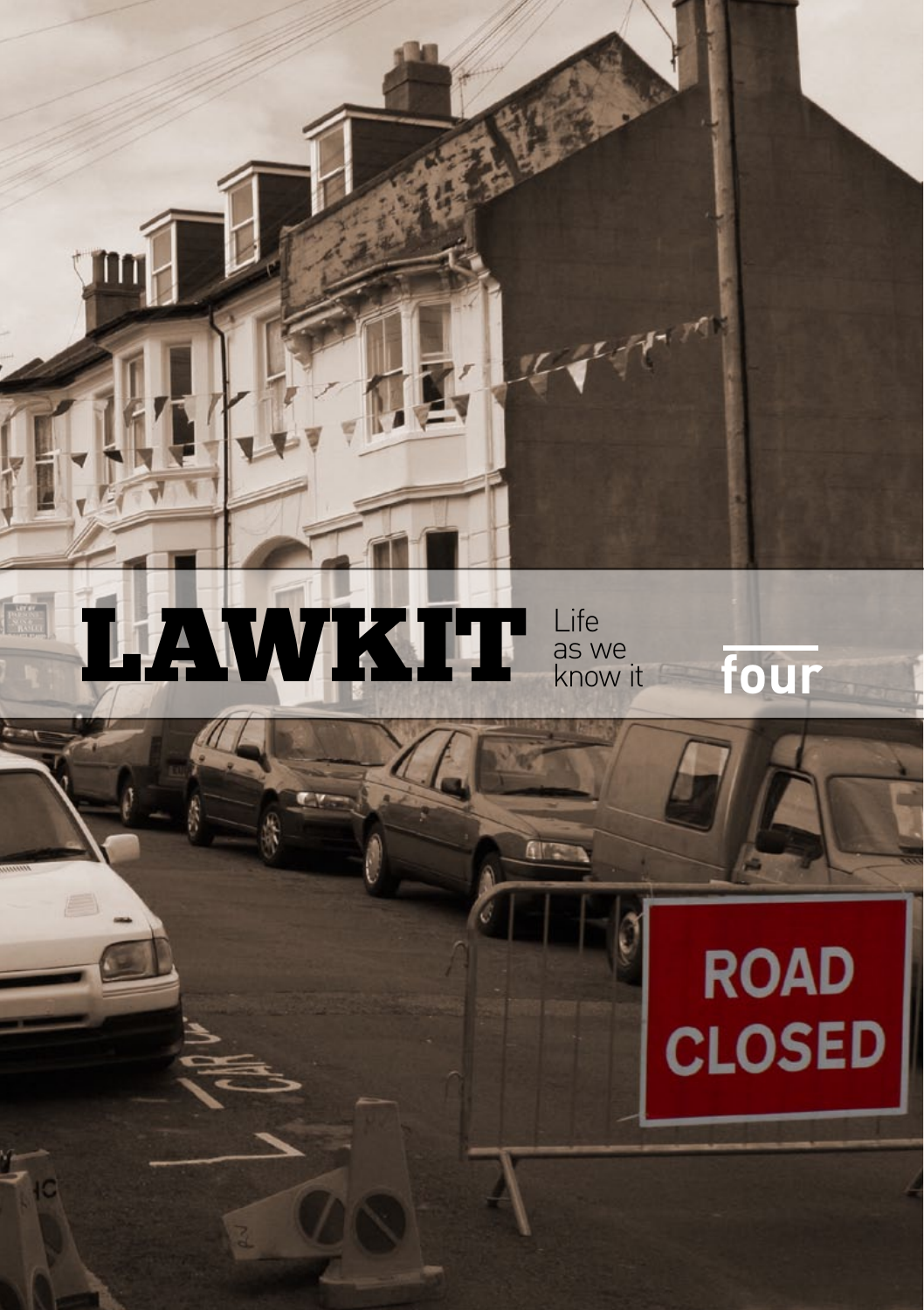# LAWKIT

Life as we know it

four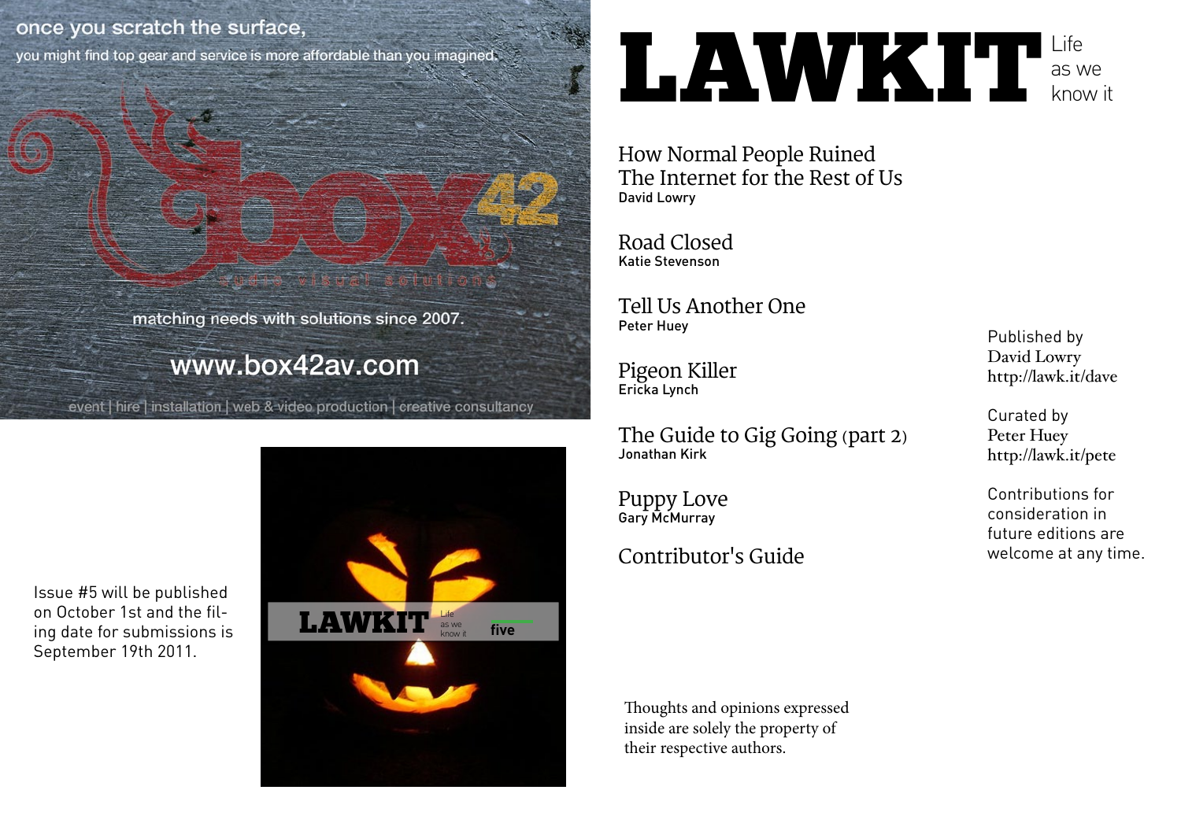once you scratch the surface,

you might find top gear and service is more affordable than you imagined.

box42

audio visual solutions

matching needs with solutions since 2007.

www.box42av.com

event | hire | installation | web & video production | creative consultancy

Issue #5 will be published on October 1st and the filing date for submissions is September 19th 2011.

LAWKIT Life as we know it five

# LAWKIT

Life as we know it

How Normal People Ruined The Internet for the Rest of Us
David Lowry

Road Closed
Katie Stevenson

Tell Us Another One
Peter Huey

Pigeon Killer
Ericka Lynch

The Guide to Gig Going (part 2)
Jonathan Kirk

Puppy Love
Gary McMurray

Contributor's Guide

Published by
David Lowry
http://lawk.it/dave

Curated by
Peter Huey
http://lawk.it/pete

Contributions for consideration in future editions are welcome at any time.

Thoughts and opinions expressed inside are solely the property of their respective authors.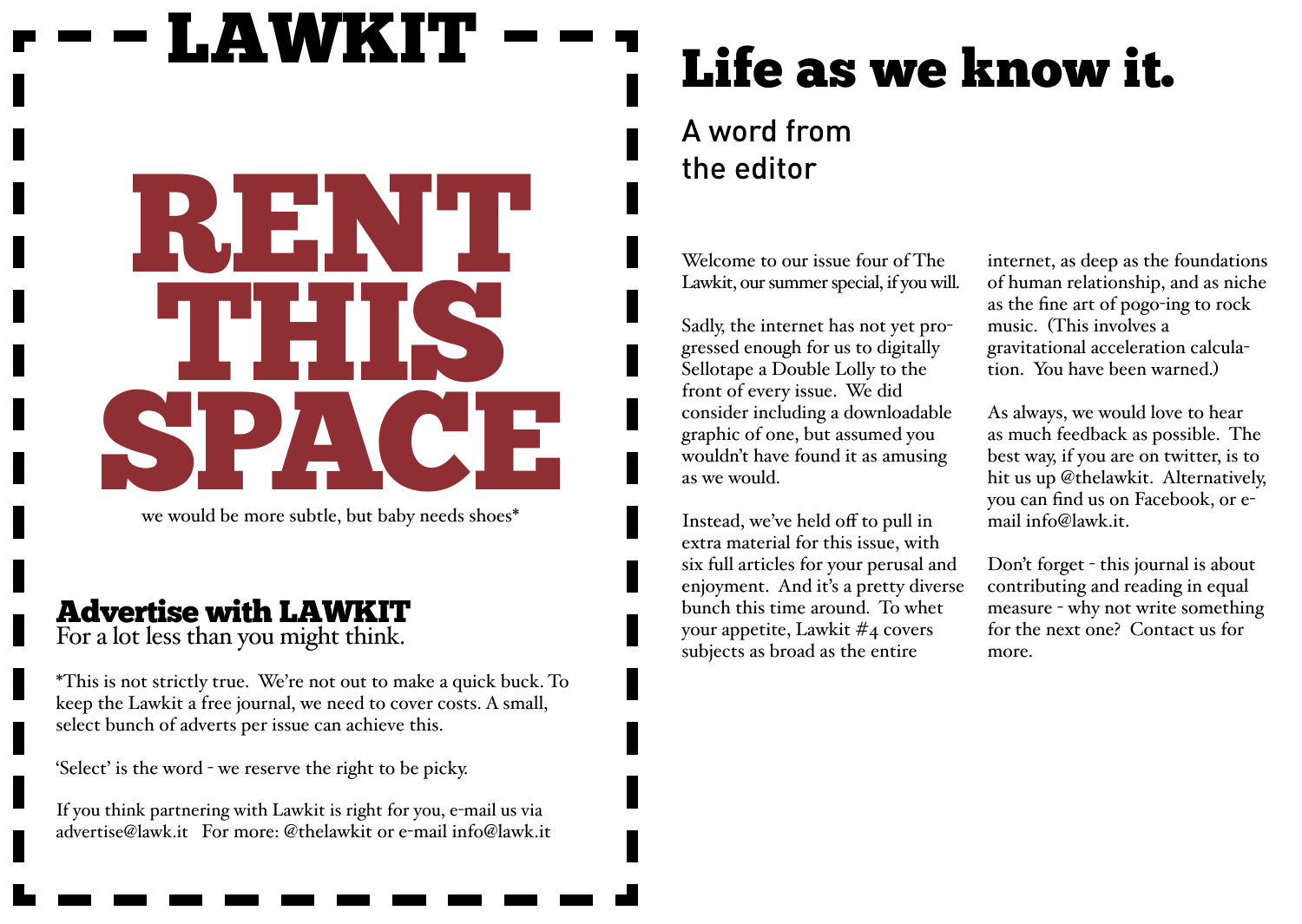# LAWKIT

# RENT THIS SPACE

we would be more subtle, but baby needs shoes*

## Advertise with LAWKIT

For a lot less than you might think.

*This is not strictly true. We're not out to make a quick buck. To keep the Lawkit a free journal, we need to cover costs. A small, select bunch of adverts per issue can achieve this.

'Select' is the word - we reserve the right to be picky.

If you think partnering with Lawkit is right for you, e-mail us via advertise@lawk.it For more: @thelawkit or e-mail info@lawk.it

# Life as we know it.

## A word from the editor

Welcome to our issue four of The Lawkit, our summer special, if you will.

Sadly, the internet has not yet progressed enough for us to digitally Sellotape a Double Lolly to the front of every issue. We did consider including a downloadable graphic of one, but assumed you wouldn't have found it as amusing as we would.

Instead, we've held off to pull in extra material for this issue, with six full articles for your perusal and enjoyment. And it's a pretty diverse bunch this time around. To whet your appetite, Lawkit #4 covers subjects as broad as the entire internet, as deep as the foundations of human relationship, and as niche as the fine art of pogo-ing to rock music. (This involves a gravitational acceleration calculation. You have been warned.)

As always, we would love to hear as much feedback as possible. The best way, if you are on twitter, is to hit us up @thelawkit. Alternatively, you can find us on Facebook, or e-mail info@lawk.it.

Don't forget - this journal is about contributing and reading in equal measure - why not write something for the next one? Contact us for more.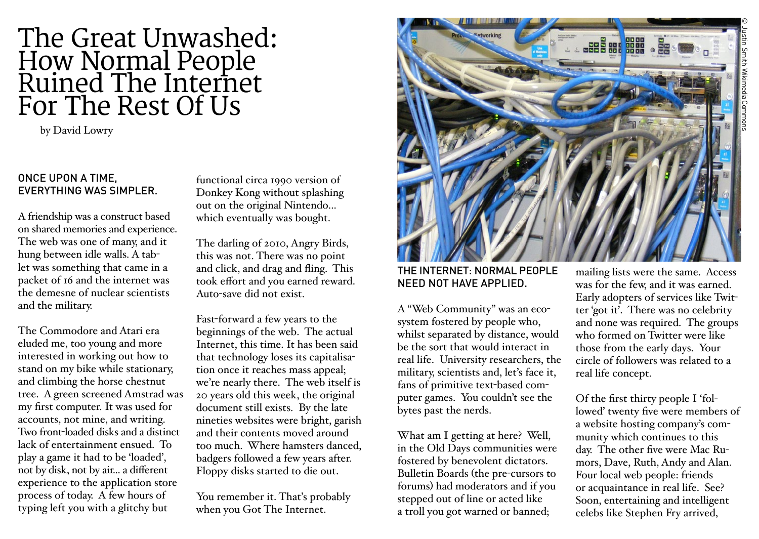# The Great Unwashed: How Normal People Ruined The Internet For The Rest Of Us

by David Lowry

## ONCE UPON A TIME, EVERYTHING WAS SIMPLER.

A friendship was a construct based on shared memories and experience. The web was one of many, and it hung between idle walls. A tablet was something that came in a packet of 16 and the internet was the demesne of nuclear scientists and the military.

The Commodore and Atari era eluded me, too young and more interested in working out how to stand on my bike while stationary, and climbing the horse chestnut tree. A green screened Amstrad was my first computer. It was used for accounts, not mine, and writing. Two front-loaded disks and a distinct lack of entertainment ensued. To play a game it had to be 'loaded', not by disk, not by air... a different experience to the application store process of today. A few hours of typing left you with a glitchy but functional circa 1990 version of Donkey Kong without splashing out on the original Nintendo... which eventually was bought.

The darling of 2010, Angry Birds, this was not. There was no point and click, and drag and fling. This took effort and you earned reward. Auto-save did not exist.

Fast-forward a few years to the beginnings of the web. The actual Internet, this time. It has been said that technology loses its capitalisation once it reaches mass appeal; we're nearly there. The web itself is 20 years old this week, the original document still exists. By the late nineties websites were bright, garish and their contents moved around too much. Where hamsters danced, badgers followed a few years after. Floppy disks started to die out.

You remember it. That's probably when you Got The Internet.

© Justin Smith Wikimedia Commons

THE INTERNET: NORMAL PEOPLE NEED NOT HAVE APPLIED.

A "Web Community" was an ecosystem fostered by people who, whilst separated by distance, would be the sort that would interact in real life. University researchers, the military, scientists and, let's face it, fans of primitive text-based computer games. You couldn't see the bytes past the nerds.

What am I getting at here? Well, in the Old Days communities were fostered by benevolent dictators. Bulletin Boards (the pre-cursors to forums) had moderators and if you stepped out of line or acted like a troll you got warned or banned; mailing lists were the same. Access was for the few, and it was earned. Early adopters of services like Twitter 'got it'. There was no celebrity and none was required. The groups who formed on Twitter were like those from the early days. Your circle of followers was related to a real life concept.

Of the first thirty people I 'followed' twenty five were members of a website hosting company's community which continues to this day. The other five were Mac Rumors, Dave, Ruth, Andy and Alan. Four local web people: friends or acquaintance in real life. See? Soon, entertaining and intelligent celebs like Stephen Fry arrived,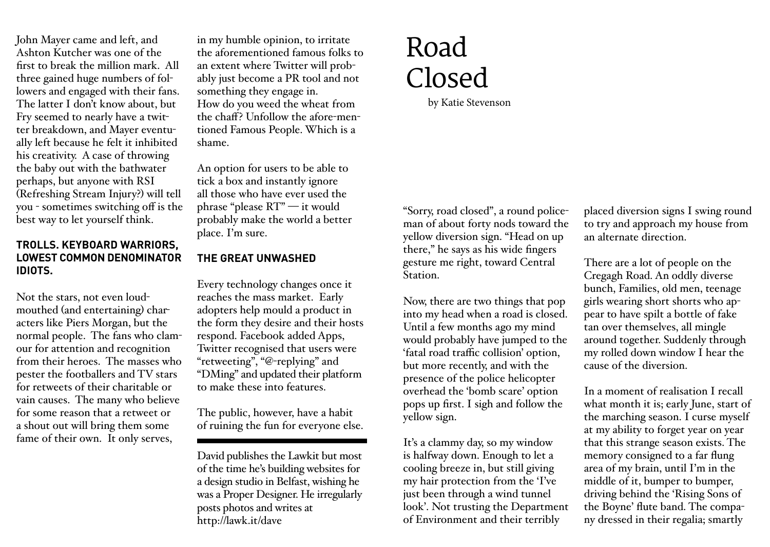John Mayer came and left, and Ashton Kutcher was one of the first to break the million mark. All three gained huge numbers of followers and engaged with their fans. The latter I don't know about, but Fry seemed to nearly have a twitter breakdown, and Mayer eventually left because he felt it inhibited his creativity. A case of throwing the baby out with the bathwater perhaps, but anyone with RSI (Refreshing Stream Injury?) will tell you - sometimes switching off is the best way to let yourself think.

### TROLLS. KEYBOARD WARRIORS, LOWEST COMMON DENOMINATOR IDIOTS.

Not the stars, not even loud-mouthed (and entertaining) characters like Piers Morgan, but the normal people. The fans who clamour for attention and recognition from their heroes. The masses who pester the footballers and TV stars for retweets of their charitable or vain causes. The many who believe for some reason that a retweet or a shout out will bring them some fame of their own. It only serves, in my humble opinion, to irritate the aforementioned famous folks to an extent where Twitter will probably just become a PR tool and not something they engage in.
How do you weed the wheat from the chaff? Unfollow the afore-mentioned Famous People. Which is a shame.

An option for users to be able to tick a box and instantly ignore all those who have ever used the phrase "please RT" — it would probably make the world a better place. I'm sure.

### THE GREAT UNWASHED

Every technology changes once it reaches the mass market. Early adopters help mould a product in the form they desire and their hosts respond. Facebook added Apps, Twitter recognised that users were "retweeting", "@-replying" and "DMing" and updated their platform to make these into features.

The public, however, have a habit of ruining the fun for everyone else.

---

David publishes the Lawkit but most of the time he's building websites for a design studio in Belfast, wishing he was a Proper Designer. He irregularly posts photos and writes at http://lawk.it/dave

# Road Closed

by Katie Stevenson

"Sorry, road closed", a round policeman of about forty nods toward the yellow diversion sign. "Head on up there," he says as his wide fingers gesture me right, toward Central Station.

Now, there are two things that pop into my head when a road is closed. Until a few months ago my mind would probably have jumped to the 'fatal road traffic collision' option, but more recently, and with the presence of the police helicopter overhead the 'bomb scare' option pops up first. I sigh and follow the yellow sign.

It's a clammy day, so my window is halfway down. Enough to let a cooling breeze in, but still giving my hair protection from the 'I've just been through a wind tunnel look'. Not trusting the Department of Environment and their terribly placed diversion signs I swing round to try and approach my house from an alternate direction.

There are a lot of people on the Cregagh Road. An oddly diverse bunch, Families, old men, teenage girls wearing short shorts who appear to have spilt a bottle of fake tan over themselves, all mingle around together. Suddenly through my rolled down window I hear the cause of the diversion.

In a moment of realisation I recall what month it is; early June, start of the marching season. I curse myself at my ability to forget year on year that this strange season exists. The memory consigned to a far flung area of my brain, until I'm in the middle of it, bumper to bumper, driving behind the 'Rising Sons of the Boyne' flute band. The company dressed in their regalia; smartly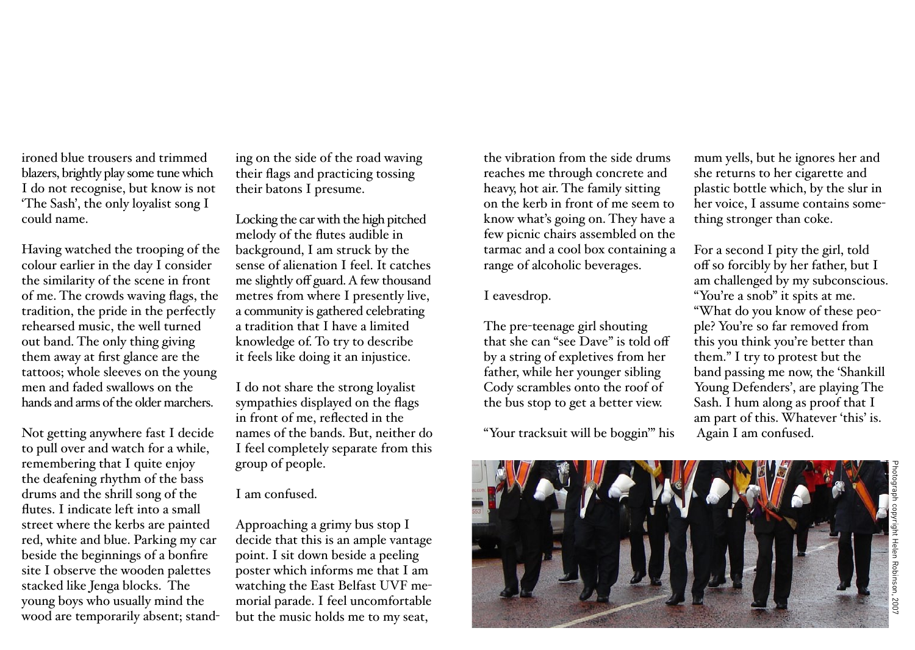ironed blue trousers and trimmed blazers, brightly play some tune which I do not recognise, but know is not 'The Sash', the only loyalist song I could name.

Having watched the trooping of the colour earlier in the day I consider the similarity of the scene in front of me. The crowds waving flags, the tradition, the pride in the perfectly rehearsed music, the well turned out band. The only thing giving them away at first glance are the tattoos; whole sleeves on the young men and faded swallows on the hands and arms of the older marchers.

Not getting anywhere fast I decide to pull over and watch for a while, remembering that I quite enjoy the deafening rhythm of the bass drums and the shrill song of the flutes. I indicate left into a small street where the kerbs are painted red, white and blue. Parking my car beside the beginnings of a bonfire site I observe the wooden palettes stacked like Jenga blocks. The young boys who usually mind the wood are temporarily absent; standing on the side of the road waving their flags and practicing tossing their batons I presume.

Locking the car with the high pitched melody of the flutes audible in background, I am struck by the sense of alienation I feel. It catches me slightly off guard. A few thousand metres from where I presently live, a community is gathered celebrating a tradition that I have a limited knowledge of. To try to describe it feels like doing it an injustice.

I do not share the strong loyalist sympathies displayed on the flags in front of me, reflected in the names of the bands. But, neither do I feel completely separate from this group of people.

I am confused.

Approaching a grimy bus stop I decide that this is an ample vantage point. I sit down beside a peeling poster which informs me that I am watching the East Belfast UVF memorial parade. I feel uncomfortable but the music holds me to my seat, the vibration from the side drums reaches me through concrete and heavy, hot air. The family sitting on the kerb in front of me seem to know what's going on. They have a few picnic chairs assembled on the tarmac and a cool box containing a range of alcoholic beverages.

I eavesdrop.

The pre-teenage girl shouting that she can "see Dave" is told off by a string of expletives from her father, while her younger sibling Cody scrambles onto the roof of the bus stop to get a better view.

"Your tracksuit will be boggin'" his mum yells, but he ignores her and she returns to her cigarette and plastic bottle which, by the slur in her voice, I assume contains something stronger than coke.

For a second I pity the girl, told off so forcibly by her father, but I am challenged by my subconscious. "You're a snob" it spits at me. "What do you know of these people? You're so far removed from this you think you're better than them." I try to protest but the band passing me now, the 'Shankill Young Defenders', are playing The Sash. I hum along as proof that I am part of this. Whatever 'this' is. Again I am confused.

Photograph copyright Helen Robinson, 2007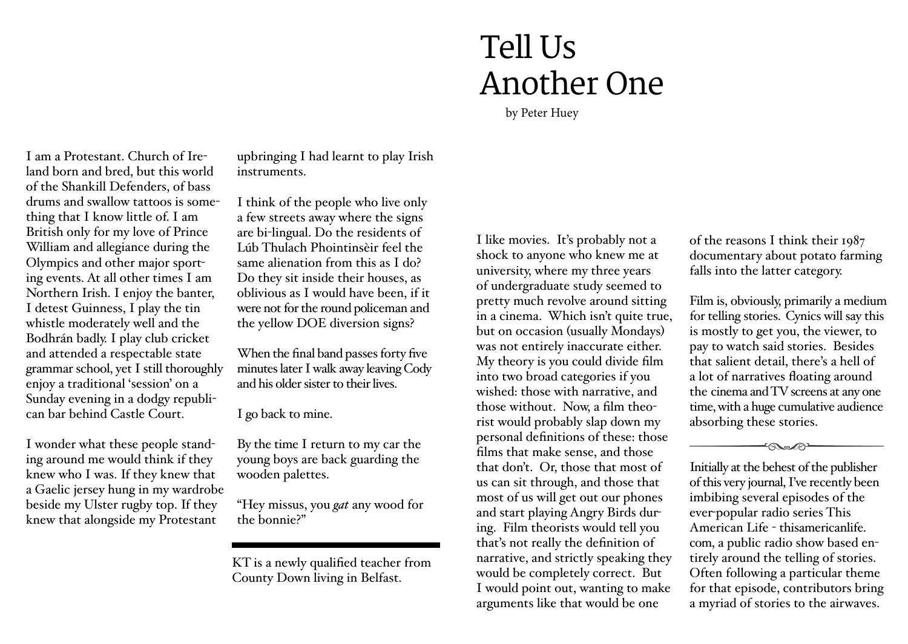I am a Protestant. Church of Ireland born and bred, but this world of the Shankill Defenders, of bass drums and swallow tattoos is something that I know little of. I am British only for my love of Prince William and allegiance during the Olympics and other major sporting events. At all other times I am Northern Irish. I enjoy the banter, I detest Guinness, I play the tin whistle moderately well and the Bodhrán badly. I play club cricket and attended a respectable state grammar school, yet I still thoroughly enjoy a traditional 'session' on a Sunday evening in a dodgy republican bar behind Castle Court.

I wonder what these people standing around me would think if they knew who I was. If they knew that a Gaelic jersey hung in my wardrobe beside my Ulster rugby top. If they knew that alongside my Protestant upbringing I had learnt to play Irish instruments.

I think of the people who live only a few streets away where the signs are bi-lingual. Do the residents of Lúb Thulach Phointinsèir feel the same alienation from this as I do? Do they sit inside their houses, as oblivious as I would have been, if it were not for the round policeman and the yellow DOE diversion signs?

When the final band passes forty five minutes later I walk away leaving Cody and his older sister to their lives.

I go back to mine.

By the time I return to my car the young boys are back guarding the wooden palettes.

"Hey missus, you *gat* any wood for the bonnie?"

---

KT is a newly qualified teacher from County Down living in Belfast.

# Tell Us Another One

by Peter Huey

I like movies. It's probably not a shock to anyone who knew me at university, where my three years of undergraduate study seemed to pretty much revolve around sitting in a cinema. Which isn't quite true, but on occasion (usually Mondays) was not entirely inaccurate either. My theory is you could divide film into two broad categories if you wished: those with narrative, and those without. Now, a film theorist would probably slap down my personal definitions of these: those films that make sense, and those that don't. Or, those that most of us can sit through, and those that most of us will get out our phones and start playing Angry Birds during. Film theorists would tell you that's not really the definition of narrative, and strictly speaking they would be completely correct. But I would point out, wanting to make arguments like that would be one of the reasons I think their 1987 documentary about potato farming falls into the latter category.

Film is, obviously, primarily a medium for telling stories. Cynics will say this is mostly to get you, the viewer, to pay to watch said stories. Besides that salient detail, there's a hell of a lot of narratives floating around the cinema and TV screens at any one time, with a huge cumulative audience absorbing these stories.

---

Initially at the behest of the publisher of this very journal, I've recently been imbibing several episodes of the ever-popular radio series This American Life - thisamericanlife.com, a public radio show based entirely around the telling of stories. Often following a particular theme for that episode, contributors bring a myriad of stories to the airwaves.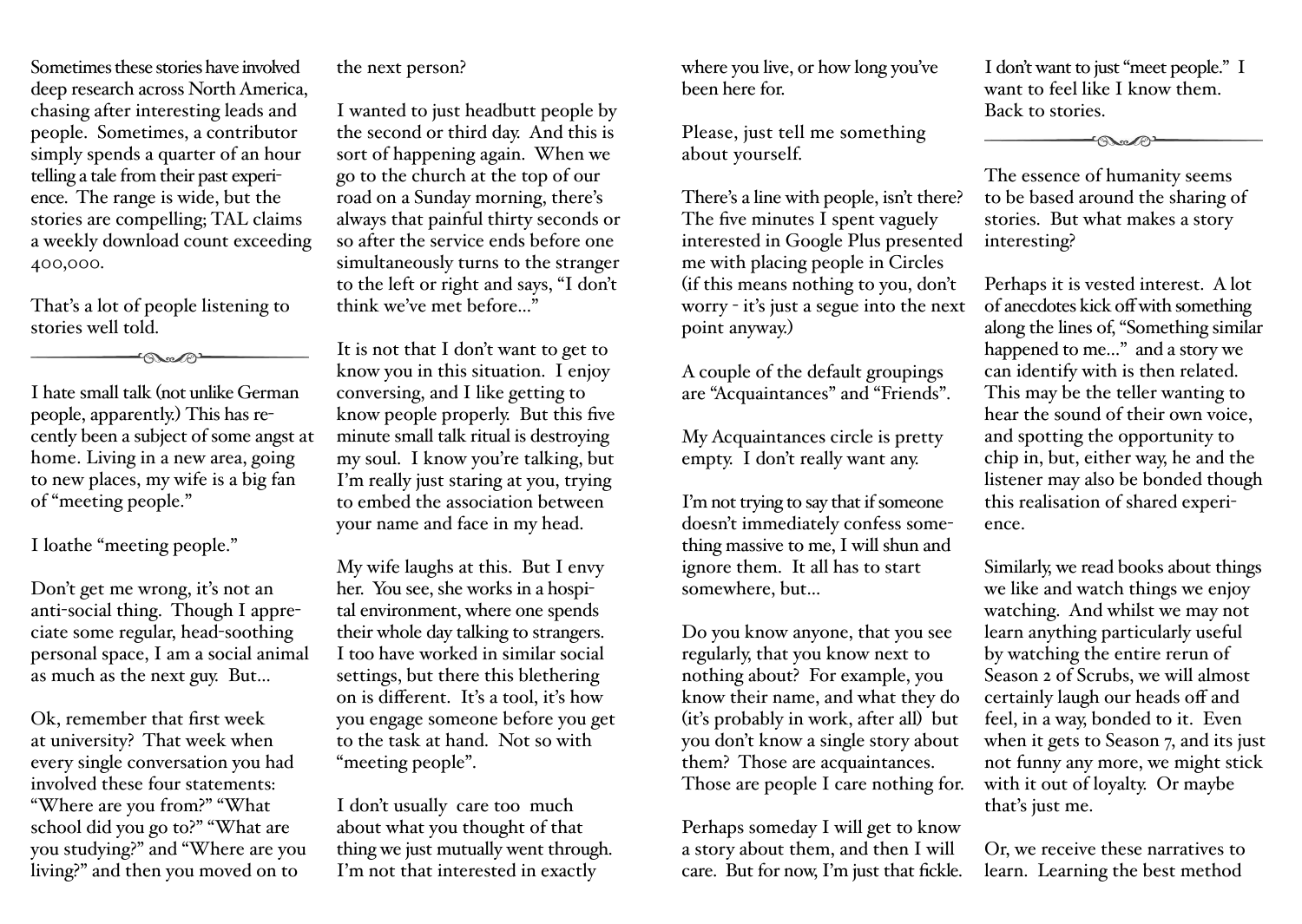Sometimes these stories have involved deep research across North America, chasing after interesting leads and people. Sometimes, a contributor simply spends a quarter of an hour telling a tale from their past experience. The range is wide, but the stories are compelling; TAL claims a weekly download count exceeding 400,000.

That's a lot of people listening to stories well told.

---

I hate small talk (not unlike German people, apparently.) This has recently been a subject of some angst at home. Living in a new area, going to new places, my wife is a big fan of "meeting people."

I loathe "meeting people."

Don't get me wrong, it's not an anti-social thing. Though I appreciate some regular, head-soothing personal space, I am a social animal as much as the next guy. But...

Ok, remember that first week at university? That week when every single conversation you had involved these four statements: "Where are you from?" "What school did you go to?" "What are you studying?" and "Where are you living?" and then you moved on to the next person?

I wanted to just headbutt people by the second or third day. And this is sort of happening again. When we go to the church at the top of our road on a Sunday morning, there's always that painful thirty seconds or so after the service ends before one simultaneously turns to the stranger to the left or right and says, "I don't think we've met before..."

It is not that I don't want to get to know you in this situation. I enjoy conversing, and I like getting to know people properly. But this five minute small talk ritual is destroying my soul. I know you're talking, but I'm really just staring at you, trying to embed the association between your name and face in my head.

My wife laughs at this. But I envy her. You see, she works in a hospital environment, where one spends their whole day talking to strangers. I too have worked in similar social settings, but there this blethering on is different. It's a tool, it's how you engage someone before you get to the task at hand. Not so with "meeting people".

I don't usually care too much about what you thought of that thing we just mutually went through. I'm not that interested in exactly where you live, or how long you've been here for.

Please, just tell me something about yourself.

There's a line with people, isn't there? The five minutes I spent vaguely interested in Google Plus presented me with placing people in Circles (if this means nothing to you, don't worry - it's just a segue into the next point anyway.)

A couple of the default groupings are "Acquaintances" and "Friends".

My Acquaintances circle is pretty empty. I don't really want any.

I'm not trying to say that if someone doesn't immediately confess something massive to me, I will shun and ignore them. It all has to start somewhere, but...

Do you know anyone, that you see regularly, that you know next to nothing about? For example, you know their name, and what they do (it's probably in work, after all) but you don't know a single story about them? Those are acquaintances. Those are people I care nothing for.

Perhaps someday I will get to know a story about them, and then I will care. But for now, I'm just that fickle.

I don't want to just "meet people." I want to feel like I know them. Back to stories.

---

The essence of humanity seems to be based around the sharing of stories. But what makes a story interesting?

Perhaps it is vested interest. A lot of anecdotes kick off with something along the lines of, "Something similar happened to me..." and a story we can identify with is then related. This may be the teller wanting to hear the sound of their own voice, and spotting the opportunity to chip in, but, either way, he and the listener may also be bonded though this realisation of shared experience.

Similarly, we read books about things we like and watch things we enjoy watching. And whilst we may not learn anything particularly useful by watching the entire rerun of Season 2 of Scrubs, we will almost certainly laugh our heads off and feel, in a way, bonded to it. Even when it gets to Season 7, and its just not funny any more, we might stick with it out of loyalty. Or maybe that's just me.

Or, we receive these narratives to learn. Learning the best method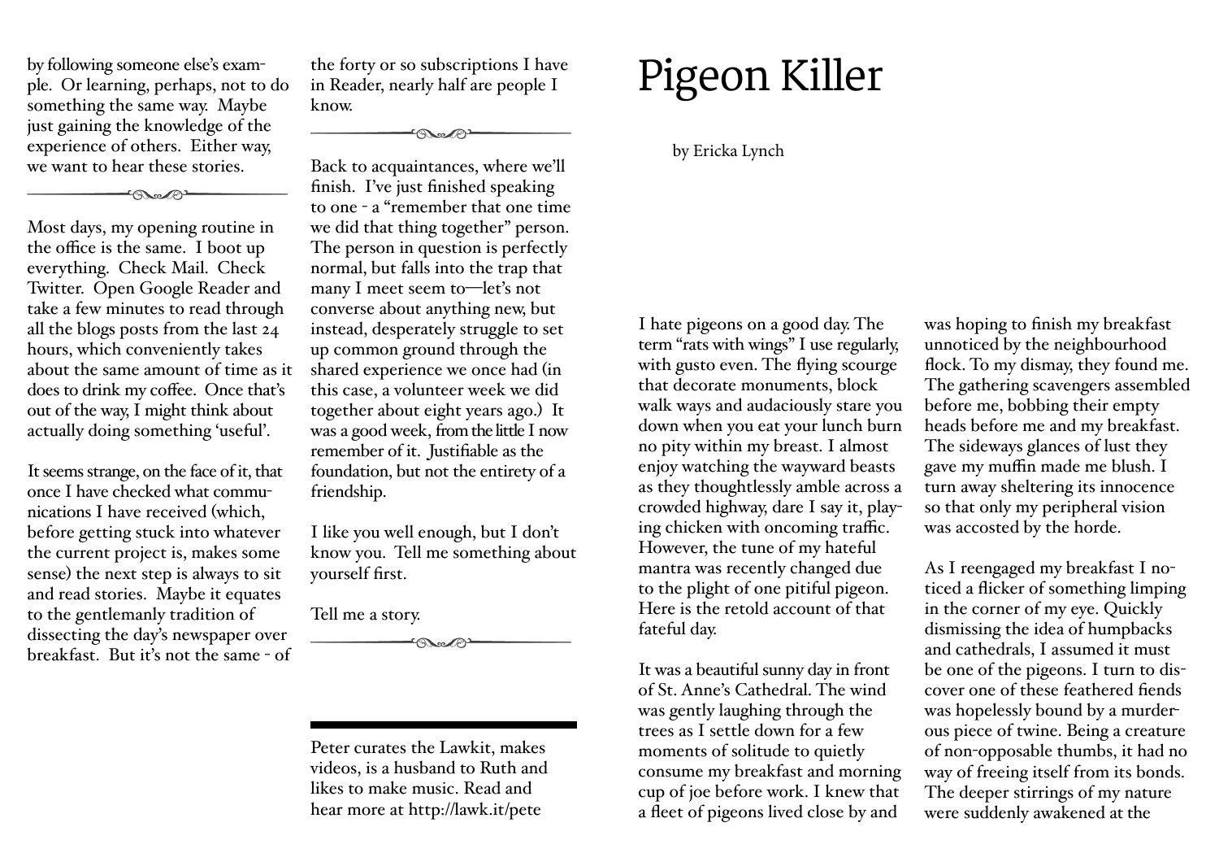by following someone else's example. Or learning, perhaps, not to do something the same way. Maybe just gaining the knowledge of the experience of others. Either way, we want to hear these stories.

---

Most days, my opening routine in the office is the same. I boot up everything. Check Mail. Check Twitter. Open Google Reader and take a few minutes to read through all the blogs posts from the last 24 hours, which conveniently takes about the same amount of time as it does to drink my coffee. Once that's out of the way, I might think about actually doing something 'useful'.

It seems strange, on the face of it, that once I have checked what communications I have received (which, before getting stuck into whatever the current project is, makes some sense) the next step is always to sit and read stories. Maybe it equates to the gentlemanly tradition of dissecting the day's newspaper over breakfast. But it's not the same - of the forty or so subscriptions I have in Reader, nearly half are people I know.

---

Back to acquaintances, where we'll finish. I've just finished speaking to one - a "remember that one time we did that thing together" person. The person in question is perfectly normal, but falls into the trap that many I meet seem to—let's not converse about anything new, but instead, desperately struggle to set up common ground through the shared experience we once had (in this case, a volunteer week we did together about eight years ago.) It was a good week, from the little I now remember of it. Justifiable as the foundation, but not the entirety of a friendship.

I like you well enough, but I don't know you. Tell me something about yourself first.

Tell me a story.

---

Peter curates the Lawkit, makes videos, is a husband to Ruth and likes to make music. Read and hear more at http://lawk.it/pete

# Pigeon Killer

by Ericka Lynch

I hate pigeons on a good day. The term "rats with wings" I use regularly, with gusto even. The flying scourge that decorate monuments, block walk ways and audaciously stare you down when you eat your lunch burn no pity within my breast. I almost enjoy watching the wayward beasts as they thoughtlessly amble across a crowded highway, dare I say it, playing chicken with oncoming traffic. However, the tune of my hateful mantra was recently changed due to the plight of one pitiful pigeon. Here is the retold account of that fateful day.

It was a beautiful sunny day in front of St. Anne's Cathedral. The wind was gently laughing through the trees as I settle down for a few moments of solitude to quietly consume my breakfast and morning cup of joe before work. I knew that a fleet of pigeons lived close by and was hoping to finish my breakfast unnoticed by the neighbourhood flock. To my dismay, they found me. The gathering scavengers assembled before me, bobbing their empty heads before me and my breakfast. The sideways glances of lust they gave my muffin made me blush. I turn away sheltering its innocence so that only my peripheral vision was accosted by the horde.

As I reengaged my breakfast I noticed a flicker of something limping in the corner of my eye. Quickly dismissing the idea of humpbacks and cathedrals, I assumed it must be one of the pigeons. I turn to discover one of these feathered fiends was hopelessly bound by a murderous piece of twine. Being a creature of non-opposable thumbs, it had no way of freeing itself from its bonds. The deeper stirrings of my nature were suddenly awakened at the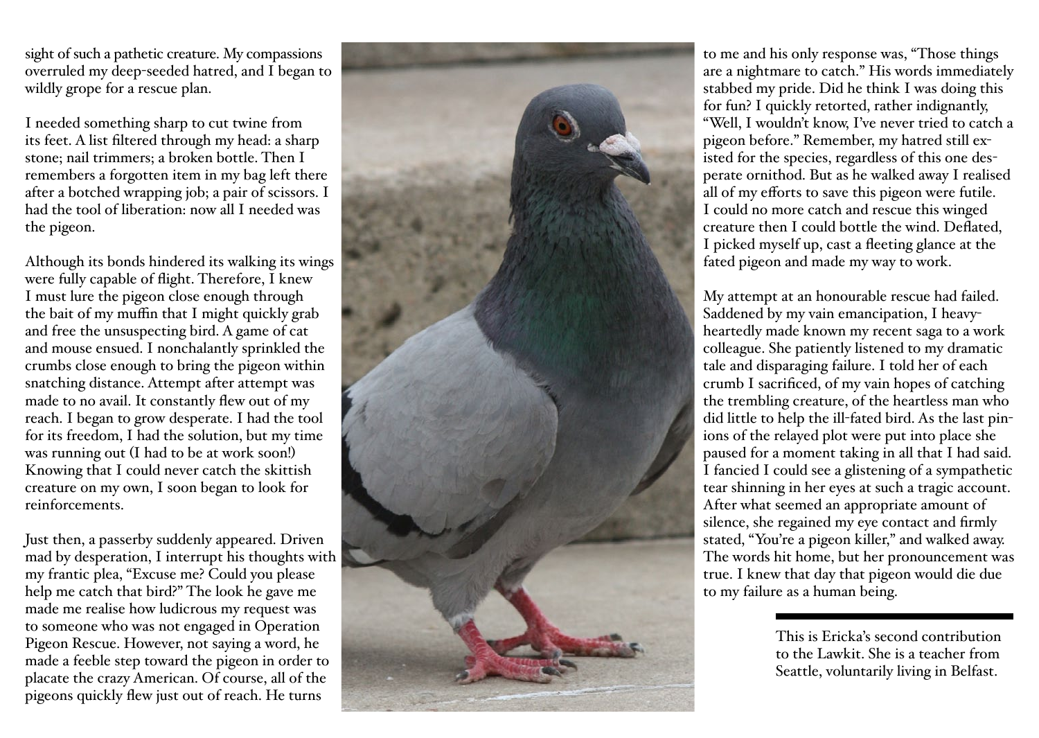sight of such a pathetic creature. My compassions overruled my deep-seeded hatred, and I began to wildly grope for a rescue plan.

I needed something sharp to cut twine from its feet. A list filtered through my head: a sharp stone; nail trimmers; a broken bottle. Then I remembers a forgotten item in my bag left there after a botched wrapping job; a pair of scissors. I had the tool of liberation: now all I needed was the pigeon.

Although its bonds hindered its walking its wings were fully capable of flight. Therefore, I knew I must lure the pigeon close enough through the bait of my muffin that I might quickly grab and free the unsuspecting bird. A game of cat and mouse ensued. I nonchalantly sprinkled the crumbs close enough to bring the pigeon within snatching distance. Attempt after attempt was made to no avail. It constantly flew out of my reach. I began to grow desperate. I had the tool for its freedom, I had the solution, but my time was running out (I had to be at work soon!) Knowing that I could never catch the skittish creature on my own, I soon began to look for reinforcements.

Just then, a passerby suddenly appeared. Driven mad by desperation, I interrupt his thoughts with my frantic plea, "Excuse me? Could you please help me catch that bird?" The look he gave me made me realise how ludicrous my request was to someone who was not engaged in Operation Pigeon Rescue. However, not saying a word, he made a feeble step toward the pigeon in order to placate the crazy American. Of course, all of the pigeons quickly flew just out of reach. He turns to me and his only response was, "Those things are a nightmare to catch." His words immediately stabbed my pride. Did he think I was doing this for fun? I quickly retorted, rather indignantly, "Well, I wouldn't know, I've never tried to catch a pigeon before." Remember, my hatred still existed for the species, regardless of this one desperate ornithod. But as he walked away I realised all of my efforts to save this pigeon were futile. I could no more catch and rescue this winged creature then I could bottle the wind. Deflated, I picked myself up, cast a fleeting glance at the fated pigeon and made my way to work.

My attempt at an honourable rescue had failed. Saddened by my vain emancipation, I heavy-heartedly made known my recent saga to a work colleague. She patiently listened to my dramatic tale and disparaging failure. I told her of each crumb I sacrificed, of my vain hopes of catching the trembling creature, of the heartless man who did little to help the ill-fated bird. As the last pinions of the relayed plot were put into place she paused for a moment taking in all that I had said. I fancied I could see a glistening of a sympathetic tear shinning in her eyes at such a tragic account. After what seemed an appropriate amount of silence, she regained my eye contact and firmly stated, "You're a pigeon killer," and walked away. The words hit home, but her pronouncement was true. I knew that day that pigeon would die due to my failure as a human being.

---

This is Ericka's second contribution to the Lawkit. She is a teacher from Seattle, voluntarily living in Belfast.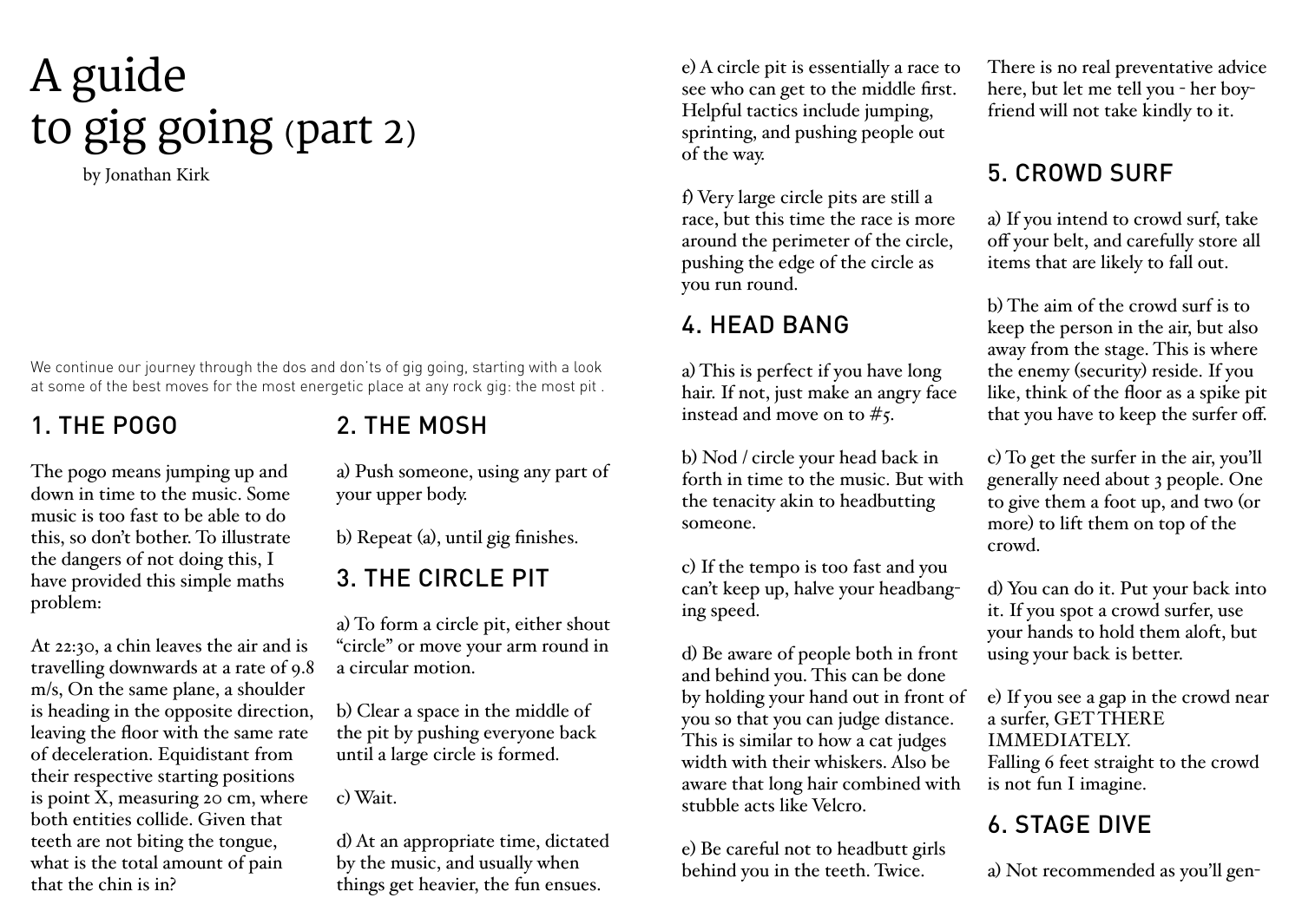# A guide to gig going (part 2)

by Jonathan Kirk

We continue our journey through the dos and don'ts of gig going, starting with a look at some of the best moves for the most energetic place at any rock gig: the most pit .

## 1. THE POGO

The pogo means jumping up and down in time to the music. Some music is too fast to be able to do this, so don't bother. To illustrate the dangers of not doing this, I have provided this simple maths problem:

At 22:30, a chin leaves the air and is travelling downwards at a rate of 9.8 m/s, On the same plane, a shoulder is heading in the opposite direction, leaving the floor with the same rate of deceleration. Equidistant from their respective starting positions is point X, measuring 20 cm, where both entities collide. Given that teeth are not biting the tongue, what is the total amount of pain that the chin is in?

## 2. THE MOSH

a) Push someone, using any part of your upper body.

b) Repeat (a), until gig finishes.

## 3. THE CIRCLE PIT

a) To form a circle pit, either shout "circle" or move your arm round in a circular motion.

b) Clear a space in the middle of the pit by pushing everyone back until a large circle is formed.

c) Wait.

d) At an appropriate time, dictated by the music, and usually when things get heavier, the fun ensues.

e) A circle pit is essentially a race to see who can get to the middle first. Helpful tactics include jumping, sprinting, and pushing people out of the way.

f) Very large circle pits are still a race, but this time the race is more around the perimeter of the circle, pushing the edge of the circle as you run round.

## 4. HEAD BANG

a) This is perfect if you have long hair. If not, just make an angry face instead and move on to #5.

b) Nod / circle your head back in forth in time to the music. But with the tenacity akin to headbutting someone.

c) If the tempo is too fast and you can't keep up, halve your headbanging speed.

d) Be aware of people both in front and behind you. This can be done by holding your hand out in front of you so that you can judge distance. This is similar to how a cat judges width with their whiskers. Also be aware that long hair combined with stubble acts like Velcro.

e) Be careful not to headbutt girls behind you in the teeth. Twice.

There is no real preventative advice here, but let me tell you - her boyfriend will not take kindly to it.

## 5. CROWD SURF

a) If you intend to crowd surf, take off your belt, and carefully store all items that are likely to fall out.

b) The aim of the crowd surf is to keep the person in the air, but also away from the stage. This is where the enemy (security) reside. If you like, think of the floor as a spike pit that you have to keep the surfer off.

c) To get the surfer in the air, you'll generally need about 3 people. One to give them a foot up, and two (or more) to lift them on top of the crowd.

d) You can do it. Put your back into it. If you spot a crowd surfer, use your hands to hold them aloft, but using your back is better.

e) If you see a gap in the crowd near a surfer, GET THERE IMMEDIATELY.
Falling 6 feet straight to the crowd is not fun I imagine.

## 6. STAGE DIVE

a) Not recommended as you'll gen-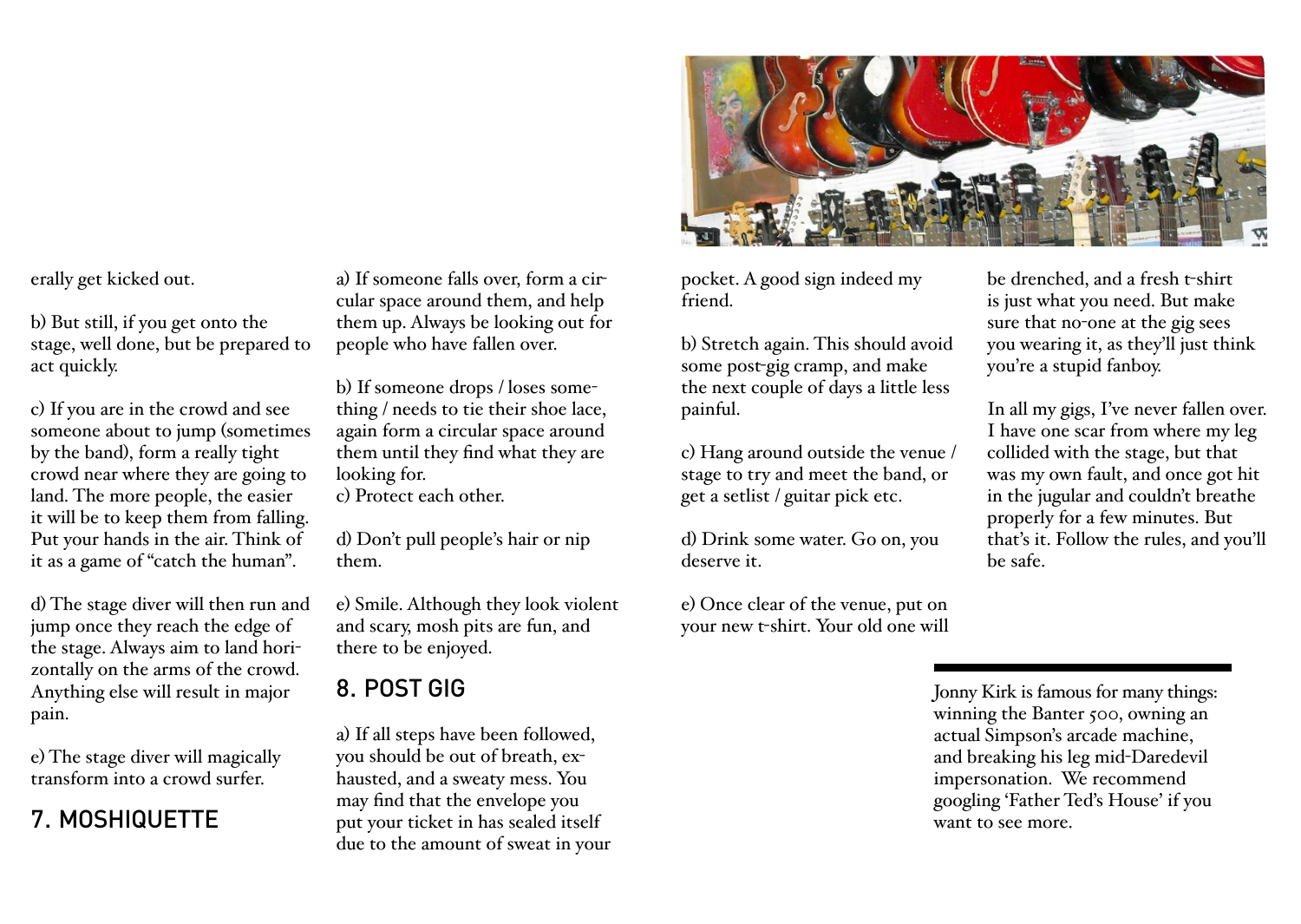erally get kicked out.

b) But still, if you get onto the stage, well done, but be prepared to act quickly.

c) If you are in the crowd and see someone about to jump (sometimes by the band), form a really tight crowd near where they are going to land. The more people, the easier it will be to keep them from falling. Put your hands in the air. Think of it as a game of "catch the human".

d) The stage diver will then run and jump once they reach the edge of the stage. Always aim to land horizontally on the arms of the crowd. Anything else will result in major pain.

e) The stage diver will magically transform into a crowd surfer.

## 7. MOSHIQUETTE

a) If someone falls over, form a circular space around them, and help them up. Always be looking out for people who have fallen over.

b) If someone drops / loses something / needs to tie their shoe lace, again form a circular space around them until they find what they are looking for.
c) Protect each other.

d) Don't pull people's hair or nip them.

e) Smile. Although they look violent and scary, mosh pits are fun, and there to be enjoyed.

## 8. POST GIG

a) If all steps have been followed, you should be out of breath, exhausted, and a sweaty mess. You may find that the envelope you put your ticket in has sealed itself due to the amount of sweat in your pocket. A good sign indeed my friend.

b) Stretch again. This should avoid some post-gig cramp, and make the next couple of days a little less painful.

c) Hang around outside the venue / stage to try and meet the band, or get a setlist / guitar pick etc.

d) Drink some water. Go on, you deserve it.

e) Once clear of the venue, put on your new t-shirt. Your old one will be drenched, and a fresh t-shirt is just what you need. But make sure that no-one at the gig sees you wearing it, as they'll just think you're a stupid fanboy.

In all my gigs, I've never fallen over. I have one scar from where my leg collided with the stage, but that was my own fault, and once got hit in the jugular and couldn't breathe properly for a few minutes. But that's it. Follow the rules, and you'll be safe.

---

Jonny Kirk is famous for many things: winning the Banter 500, owning an actual Simpson's arcade machine, and breaking his leg mid-Daredevil impersonation. We recommend googling 'Father Ted's House' if you want to see more.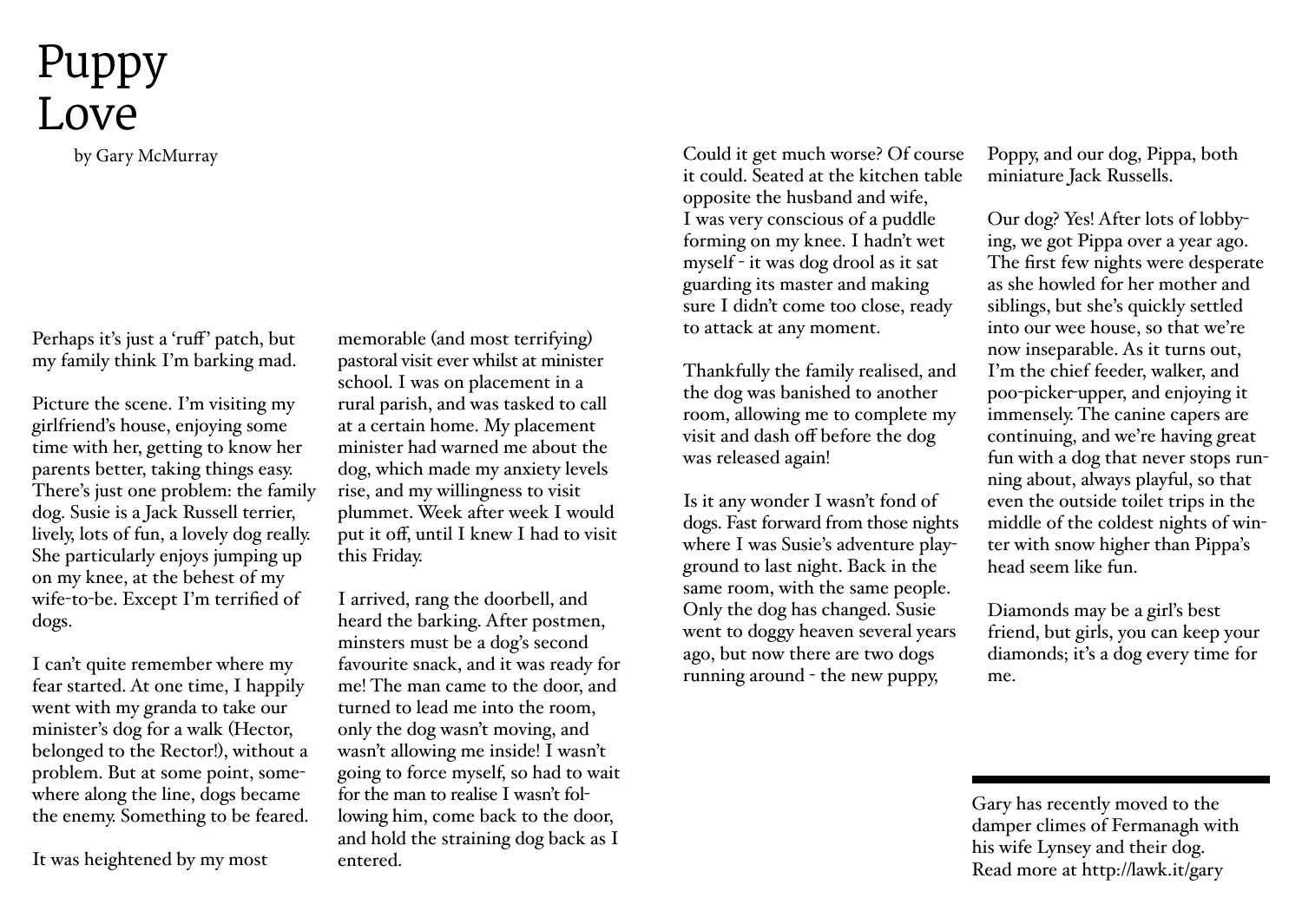# Puppy Love

by Gary McMurray

Perhaps it's just a 'ruff' patch, but my family think I'm barking mad.

Picture the scene. I'm visiting my girlfriend's house, enjoying some time with her, getting to know her parents better, taking things easy. There's just one problem: the family dog. Susie is a Jack Russell terrier, lively, lots of fun, a lovely dog really. She particularly enjoys jumping up on my knee, at the behest of my wife-to-be. Except I'm terrified of dogs.

I can't quite remember where my fear started. At one time, I happily went with my granda to take our minister's dog for a walk (Hector, belonged to the Rector!), without a problem. But at some point, somewhere along the line, dogs became the enemy. Something to be feared.

It was heightened by my most memorable (and most terrifying) pastoral visit ever whilst at minister school. I was on placement in a rural parish, and was tasked to call at a certain home. My placement minister had warned me about the dog, which made my anxiety levels rise, and my willingness to visit plummet. Week after week I would put it off, until I knew I had to visit this Friday.

I arrived, rang the doorbell, and heard the barking. After postmen, minsters must be a dog's second favourite snack, and it was ready for me! The man came to the door, and turned to lead me into the room, only the dog wasn't moving, and wasn't allowing me inside! I wasn't going to force myself, so had to wait for the man to realise I wasn't following him, come back to the door, and hold the straining dog back as I entered.

Could it get much worse? Of course it could. Seated at the kitchen table opposite the husband and wife, I was very conscious of a puddle forming on my knee. I hadn't wet myself - it was dog drool as it sat guarding its master and making sure I didn't come too close, ready to attack at any moment.

Thankfully the family realised, and the dog was banished to another room, allowing me to complete my visit and dash off before the dog was released again!

Is it any wonder I wasn't fond of dogs. Fast forward from those nights where I was Susie's adventure playground to last night. Back in the same room, with the same people. Only the dog has changed. Susie went to doggy heaven several years ago, but now there are two dogs running around - the new puppy, Poppy, and our dog, Pippa, both miniature Jack Russells.

Our dog? Yes! After lots of lobbying, we got Pippa over a year ago. The first few nights were desperate as she howled for her mother and siblings, but she's quickly settled into our wee house, so that we're now inseparable. As it turns out, I'm the chief feeder, walker, and poo-picker-upper, and enjoying it immensely. The canine capers are continuing, and we're having great fun with a dog that never stops running about, always playful, so that even the outside toilet trips in the middle of the coldest nights of winter with snow higher than Pippa's head seem like fun.

Diamonds may be a girl's best friend, but girls, you can keep your diamonds; it's a dog every time for me.

---

Gary has recently moved to the damper climes of Fermanagh with his wife Lynsey and their dog. Read more at http://lawk.it/gary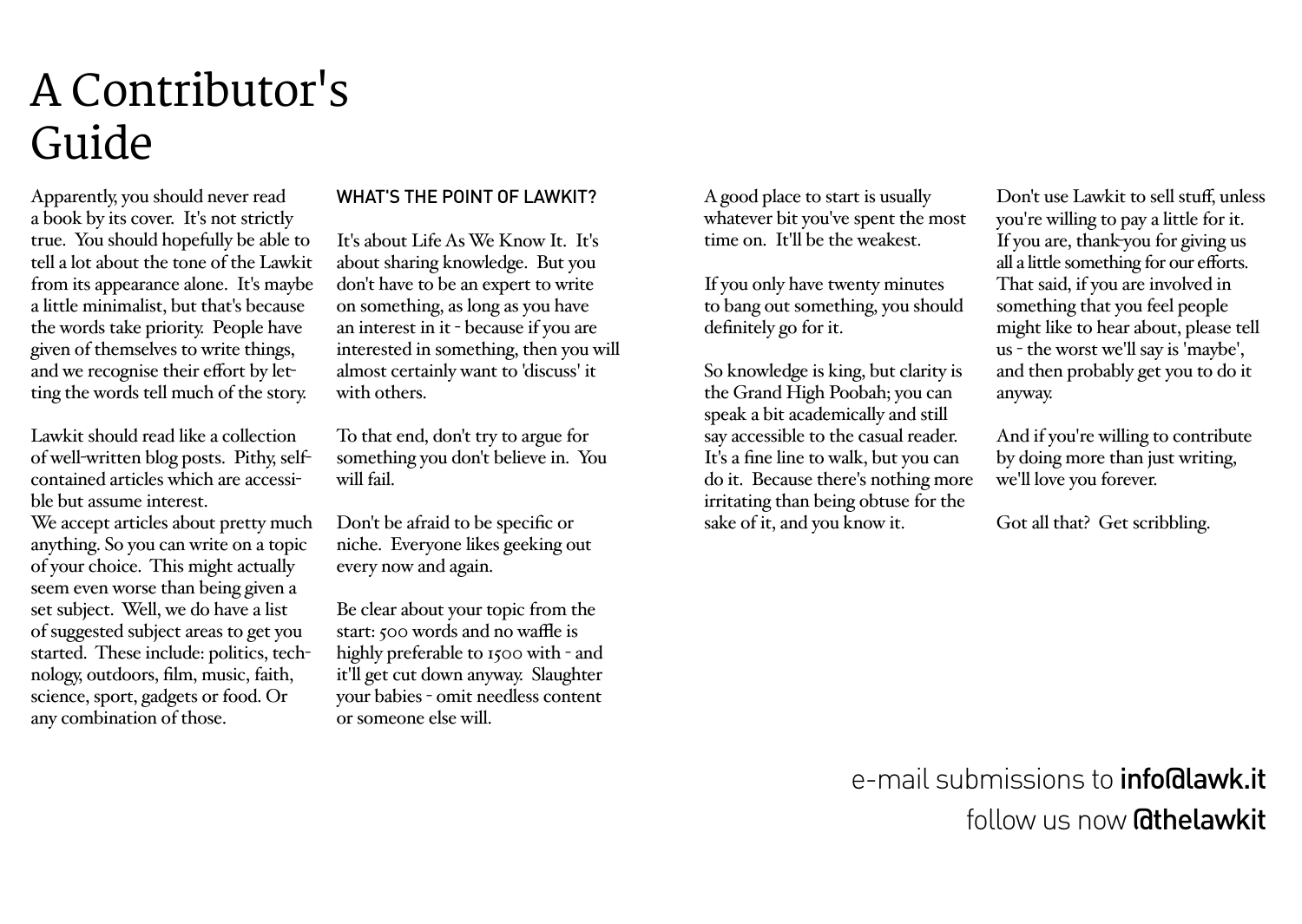# A Contributor's Guide

Apparently, you should never read a book by its cover. It's not strictly true. You should hopefully be able to tell a lot about the tone of the Lawkit from its appearance alone. It's maybe a little minimalist, but that's because the words take priority. People have given of themselves to write things, and we recognise their effort by letting the words tell much of the story.

Lawkit should read like a collection of well-written blog posts. Pithy, self-contained articles which are accessible but assume interest.
We accept articles about pretty much anything. So you can write on a topic of your choice. This might actually seem even worse than being given a set subject. Well, we do have a list of suggested subject areas to get you started. These include: politics, technology, outdoors, film, music, faith, science, sport, gadgets or food. Or any combination of those.

## WHAT'S THE POINT OF LAWKIT?

It's about Life As We Know It. It's about sharing knowledge. But you don't have to be an expert to write on something, as long as you have an interest in it - because if you are interested in something, then you will almost certainly want to 'discuss' it with others.

To that end, don't try to argue for something you don't believe in. You will fail.

Don't be afraid to be specific or niche. Everyone likes geeking out every now and again.

Be clear about your topic from the start: 500 words and no waffle is highly preferable to 1500 with - and it'll get cut down anyway. Slaughter your babies - omit needless content or someone else will.

A good place to start is usually whatever bit you've spent the most time on. It'll be the weakest.

If you only have twenty minutes to bang out something, you should definitely go for it.

So knowledge is king, but clarity is the Grand High Poobah; you can speak a bit academically and still say accessible to the casual reader. It's a fine line to walk, but you can do it. Because there's nothing more irritating than being obtuse for the sake of it, and you know it.

Don't use Lawkit to sell stuff, unless you're willing to pay a little for it. If you are, thank-you for giving us all a little something for our efforts. That said, if you are involved in something that you feel people might like to hear about, please tell us - the worst we'll say is 'maybe', and then probably get you to do it anyway.

And if you're willing to contribute by doing more than just writing, we'll love you forever.

Got all that? Get scribbling.

e-mail submissions to **info@lawk.it**
follow us now **@thelawkit**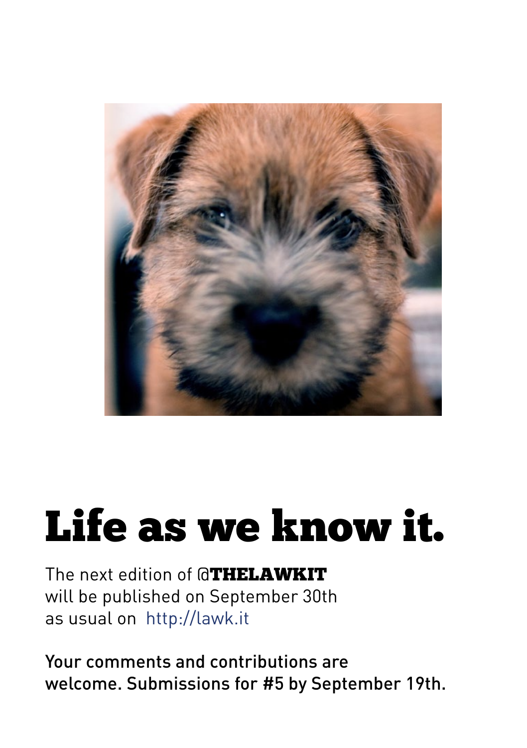# Life as we know it.

The next edition of @**THELAWKIT**
will be published on September 30th
as usual on http://lawk.it

Your comments and contributions are
welcome. Submissions for #5 by September 19th.